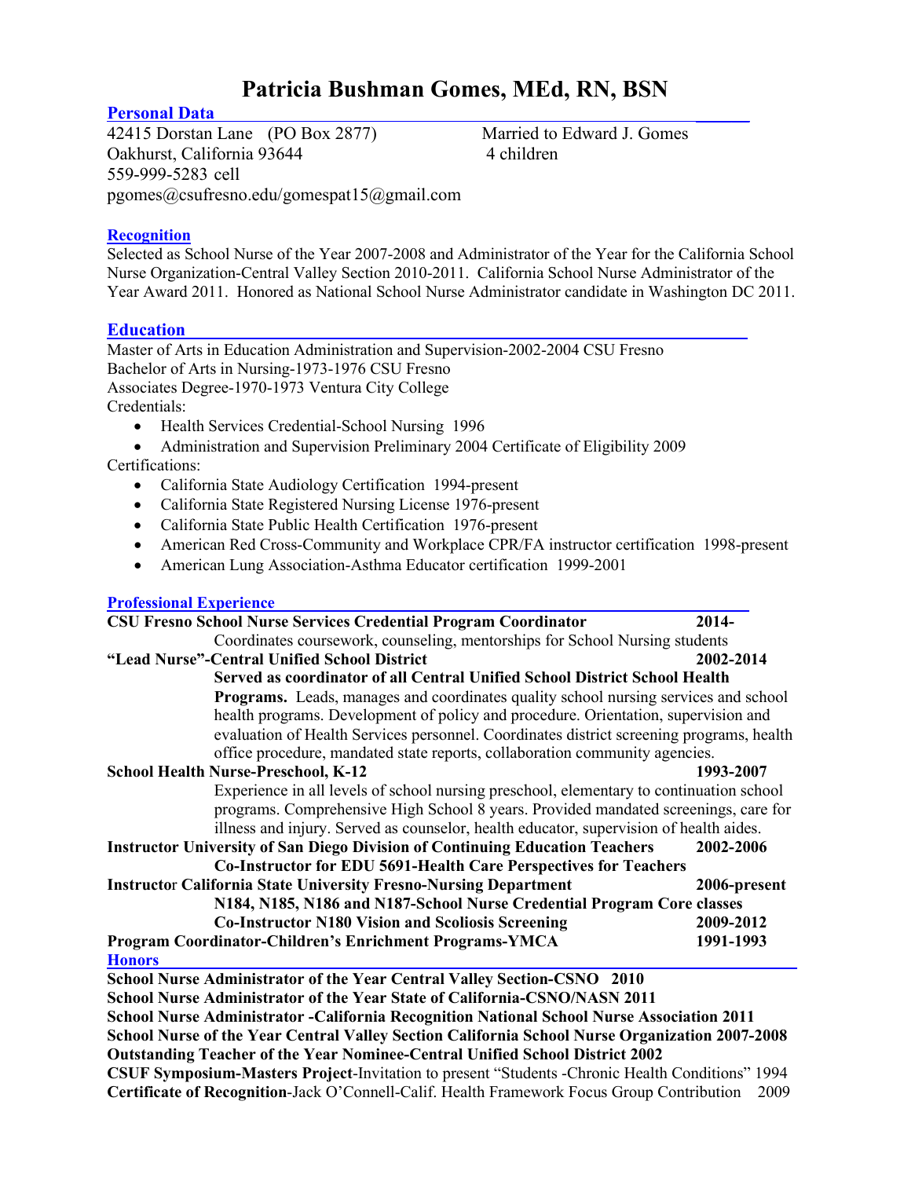# Patricia Bushman Gomes, MEd, RN, BSN

## Personal Data

42415 Dorstan Lane (PO Box 2877)
Oakhurst, California 93644
559-999-5283 cell
pgomes@csufresno.edu/gomespat15@gmail.com

Married to Edward J. Gomes
4 children

## Recognition

Selected as School Nurse of the Year 2007-2008 and Administrator of the Year for the California School Nurse Organization-Central Valley Section 2010-2011. California School Nurse Administrator of the Year Award 2011. Honored as National School Nurse Administrator candidate in Washington DC 2011.

## Education

Master of Arts in Education Administration and Supervision-2002-2004 CSU Fresno
Bachelor of Arts in Nursing-1973-1976 CSU Fresno
Associates Degree-1970-1973 Ventura City College
Credentials:

- Health Services Credential-School Nursing 1996
- Administration and Supervision Preliminary 2004 Certificate of Eligibility 2009

Certifications:

- California State Audiology Certification 1994-present
- California State Registered Nursing License 1976-present
- California State Public Health Certification 1976-present
- American Red Cross-Community and Workplace CPR/FA instructor certification 1998-present
- American Lung Association-Asthma Educator certification 1999-2001

## Professional Experience

**CSU Fresno School Nurse Services Credential Program Coordinator** **2014-**

Coordinates coursework, counseling, mentorships for School Nursing students

**"Lead Nurse"-Central Unified School District** **2002-2014**

**Served as coordinator of all Central Unified School District School Health Programs.** Leads, manages and coordinates quality school nursing services and school health programs. Development of policy and procedure. Orientation, supervision and evaluation of Health Services personnel. Coordinates district screening programs, health office procedure, mandated state reports, collaboration community agencies.

**School Health Nurse-Preschool, K-12** **1993-2007**

Experience in all levels of school nursing preschool, elementary to continuation school programs. Comprehensive High School 8 years. Provided mandated screenings, care for illness and injury. Served as counselor, health educator, supervision of health aides.

**Instructor University of San Diego Division of Continuing Education Teachers** **2002-2006**

**Co-Instructor for EDU 5691-Health Care Perspectives for Teachers**

**Instructor California State University Fresno-Nursing Department** **2006-present**

**N184, N185, N186 and N187-School Nurse Credential Program Core classes**

**Co-Instructor N180 Vision and Scoliosis Screening** **2009-2012**

**Program Coordinator-Children's Enrichment Programs-YMCA** **1991-1993**

## Honors

**School Nurse Administrator of the Year Central Valley Section-CSNO 2010**
**School Nurse Administrator of the Year State of California-CSNO/NASN 2011**
**School Nurse Administrator -California Recognition National School Nurse Association 2011**
**School Nurse of the Year Central Valley Section California School Nurse Organization 2007-2008**
**Outstanding Teacher of the Year Nominee-Central Unified School District 2002**
**CSUF Symposium-Masters Project**-Invitation to present "Students -Chronic Health Conditions" 1994
**Certificate of Recognition**-Jack O'Connell-Calif. Health Framework Focus Group Contribution 2009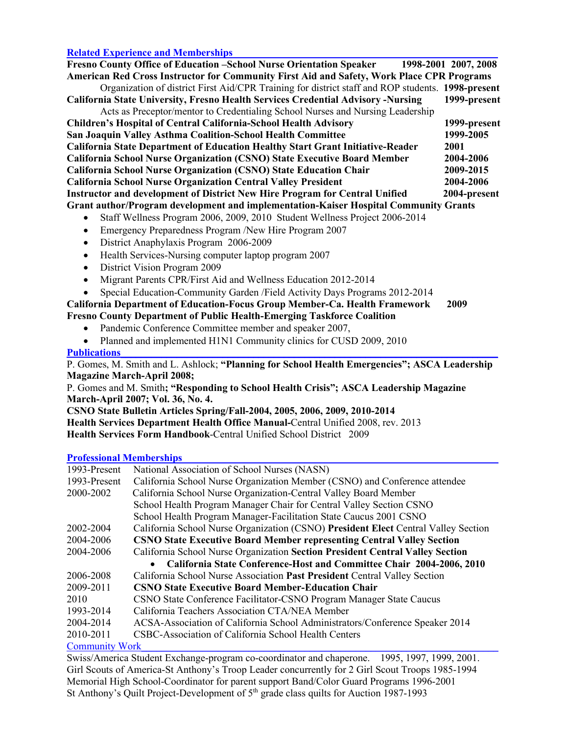## Related Experience and Memberships

**Fresno County Office of Education –School Nurse Orientation Speaker 1998-2001 2007, 2008**
**American Red Cross Instructor for Community First Aid and Safety, Work Place CPR Programs**
Organization of district First Aid/CPR Training for district staff and ROP students. **1998-present**
**California State University, Fresno Health Services Credential Advisory -Nursing 1999-present**
Acts as Preceptor/mentor to Credentialing School Nurses and Nursing Leadership
**Children's Hospital of Central California-School Health Advisory 1999-present**
**San Joaquin Valley Asthma Coalition-School Health Committee 1999-2005**
**California State Department of Education Healthy Start Grant Initiative-Reader 2001**
**California School Nurse Organization (CSNO) State Executive Board Member 2004-2006**
**California School Nurse Organization (CSNO) State Education Chair 2009-2015**
**California School Nurse Organization Central Valley President 2004-2006**
**Instructor and development of District New Hire Program for Central Unified 2004-present**
**Grant author/Program development and implementation-Kaiser Hospital Community Grants**

- Staff Wellness Program 2006, 2009, 2010 Student Wellness Project 2006-2014
- Emergency Preparedness Program /New Hire Program 2007
- District Anaphylaxis Program 2006-2009
- Health Services-Nursing computer laptop program 2007
- District Vision Program 2009
- Migrant Parents CPR/First Aid and Wellness Education 2012-2014
- Special Education-Community Garden /Field Activity Days Programs 2012-2014

**California Department of Education-Focus Group Member-Ca. Health Framework 2009**
**Fresno County Department of Public Health-Emerging Taskforce Coalition**

- Pandemic Conference Committee member and speaker 2007,
- Planned and implemented H1N1 Community clinics for CUSD 2009, 2010

## Publications

P. Gomes, M. Smith and L. Ashlock; **"Planning for School Health Emergencies"; ASCA Leadership Magazine March-April 2008;**
P. Gomes and M. Smith**; "Responding to School Health Crisis"; ASCA Leadership Magazine March-April 2007; Vol. 36, No. 4.**
**CSNO State Bulletin Articles Spring/Fall-2004, 2005, 2006, 2009, 2010-2014**
**Health Services Department Health Office Manual-**Central Unified 2008, rev. 2013
**Health Services Form Handbook**-Central Unified School District 2009

## Professional Memberships

| | |
|---|---|
| 1993-Present | National Association of School Nurses (NASN) |
| 1993-Present | California School Nurse Organization Member (CSNO) and Conference attendee |
| 2000-2002 | California School Nurse Organization-Central Valley Board Member |
| | School Health Program Manager Chair for Central Valley Section CSNO |
| | School Health Program Manager-Facilitation State Caucus 2001 CSNO |
| 2002-2004 | California School Nurse Organization (CSNO) **President Elect** Central Valley Section |
| 2004-2006 | **CSNO State Executive Board Member representing Central Valley Section** |
| 2004-2006 | California School Nurse Organization **Section President Central Valley Section** |
| | • **California State Conference-Host and Committee Chair 2004-2006, 2010** |
| 2006-2008 | California School Nurse Association **Past President** Central Valley Section |
| 2009-2011 | **CSNO State Executive Board Member-Education Chair** |
| 2010 | CSNO State Conference Facilitator-CSNO Program Manager State Caucus |
| 1993-2014 | California Teachers Association CTA/NEA Member |
| 2004-2014 | ACSA-Association of California School Administrators/Conference Speaker 2014 |
| 2010-2011 | CSBC-Association of California School Health Centers |

## Community Work

Swiss/America Student Exchange-program co-coordinator and chaperone. 1995, 1997, 1999, 2001.
Girl Scouts of America-St Anthony's Troop Leader concurrently for 2 Girl Scout Troops 1985-1994
Memorial High School-Coordinator for parent support Band/Color Guard Programs 1996-2001
St Anthony's Quilt Project-Development of 5th grade class quilts for Auction 1987-1993